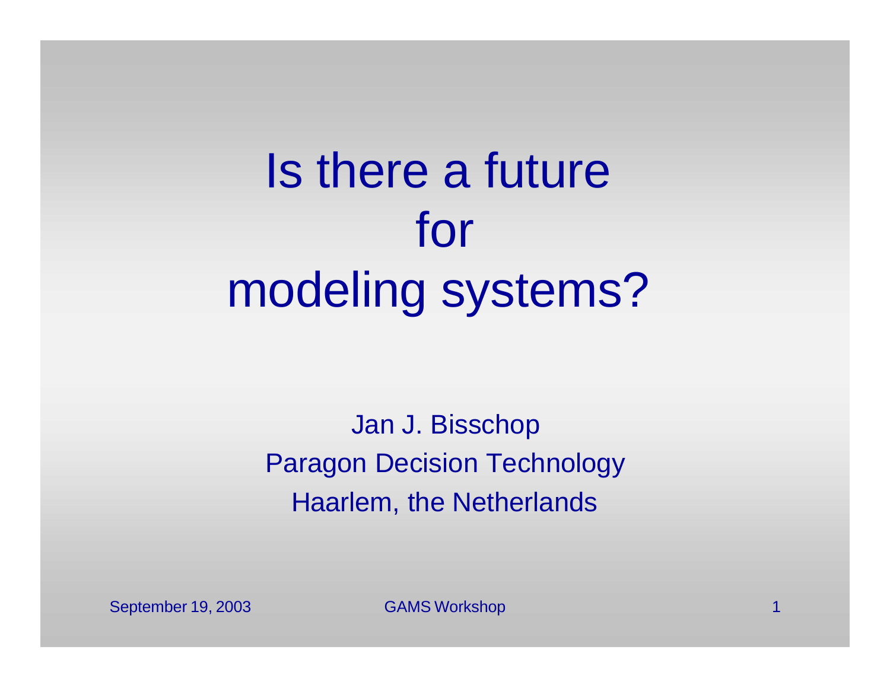# Is there a future for modeling systems?

Jan J. Bisschop

Paragon Decision Technology

Haarlem, the Netherlands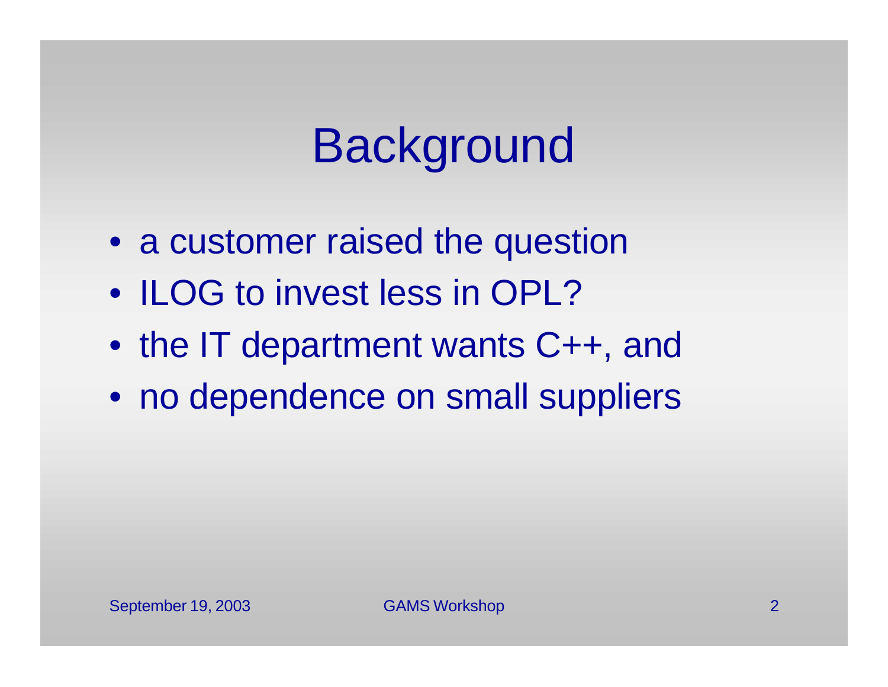# Background

- a customer raised the question
- ILOG to invest less in OPL?
- the IT department wants C++, and
- no dependence on small suppliers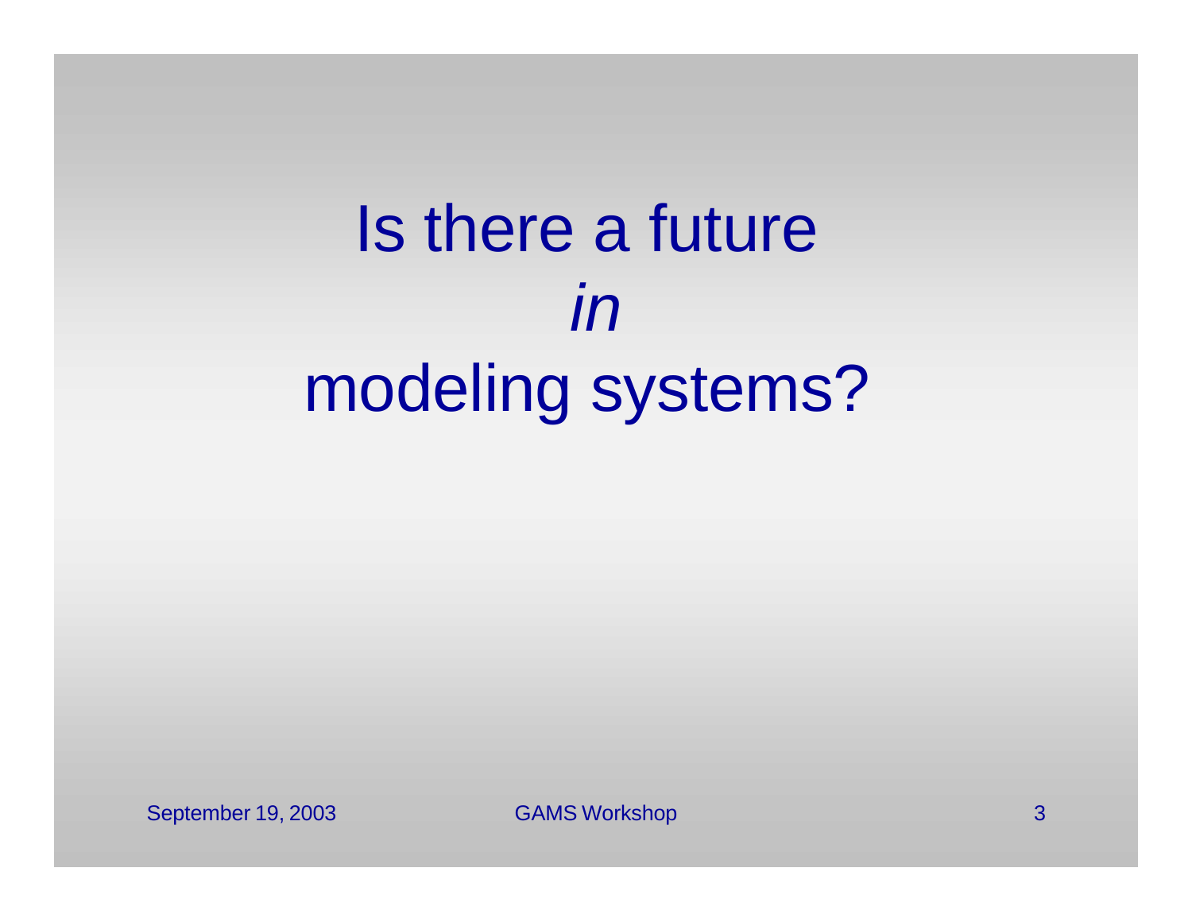# Is there a future *in* modeling systems?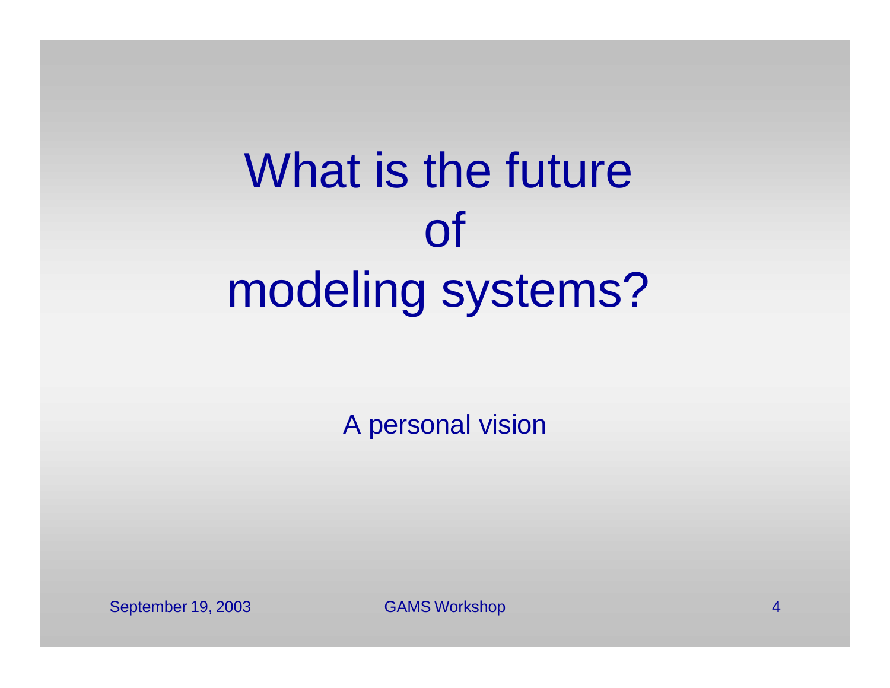# What is the future of modeling systems?

A personal vision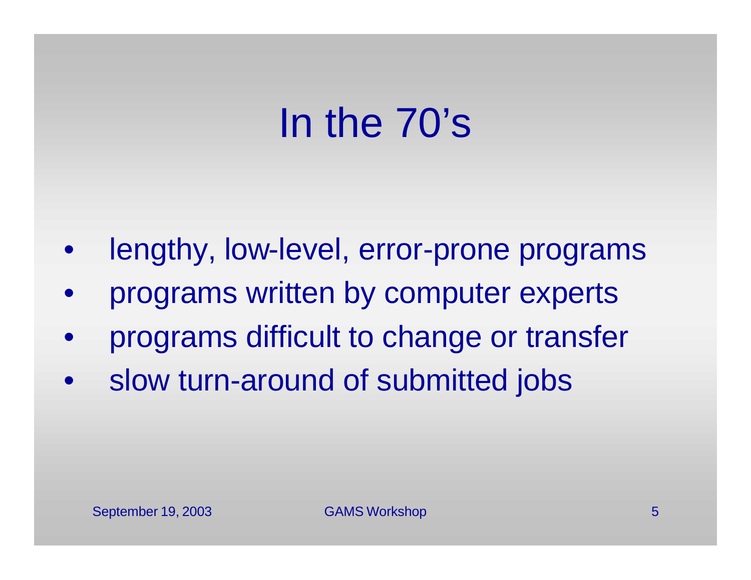# In the 70's

- lengthy, low-level, error-prone programs
- programs written by computer experts
- programs difficult to change or transfer
- slow turn-around of submitted jobs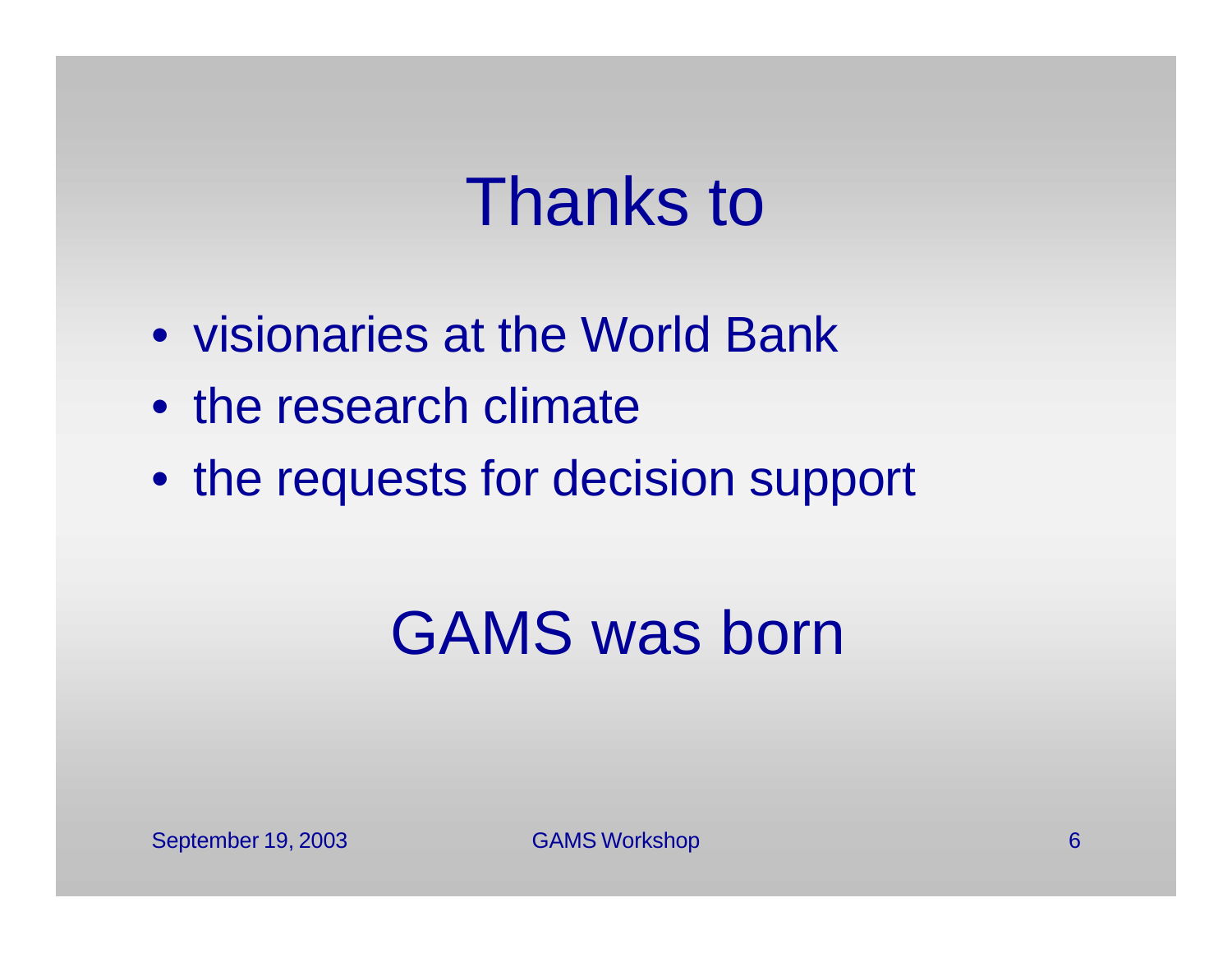# Thanks to

- visionaries at the World Bank
- the research climate
- the requests for decision support

# GAMS was born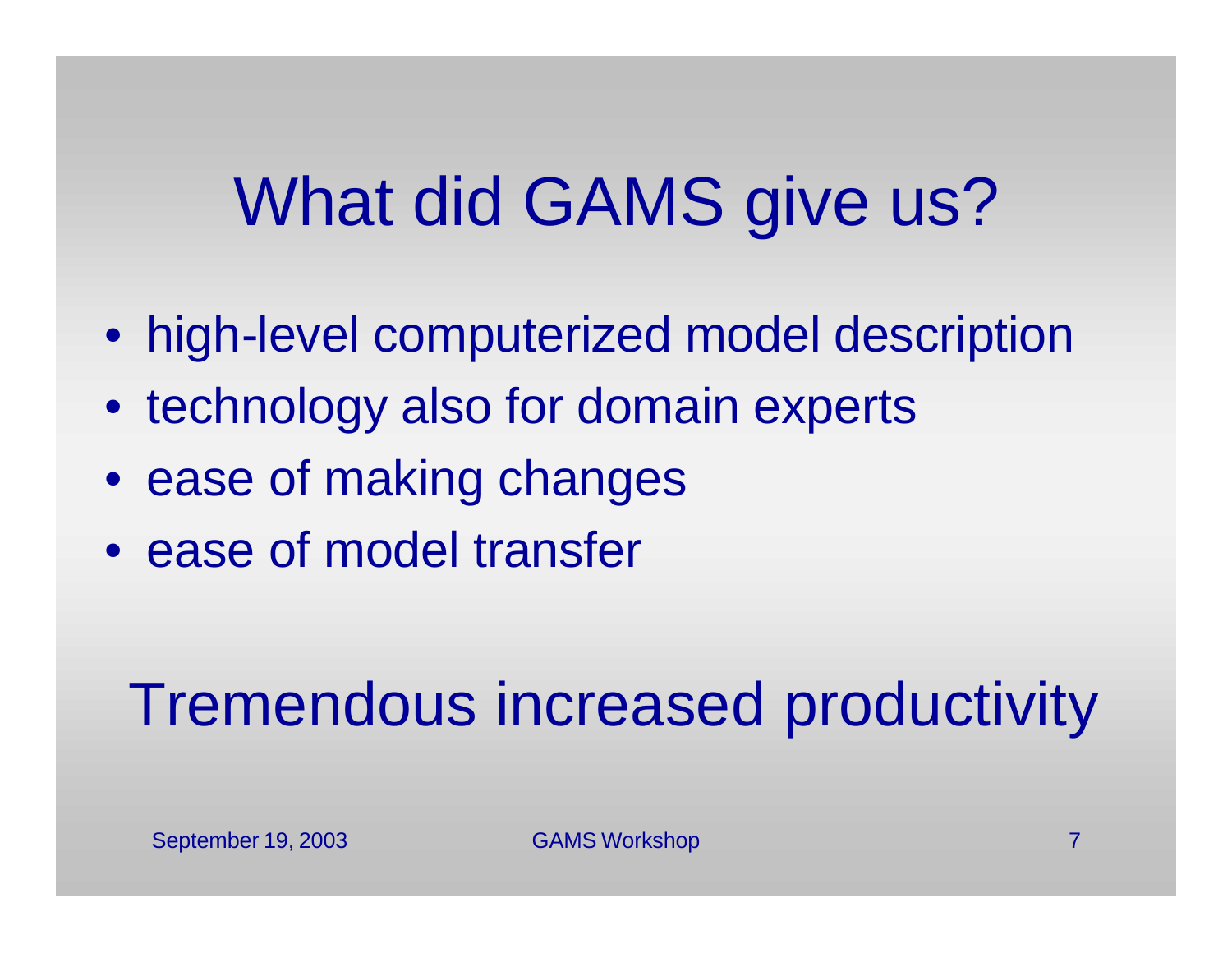# What did GAMS give us?

- high-level computerized model description
- technology also for domain experts
- ease of making changes
- ease of model transfer

## Tremendous increased productivity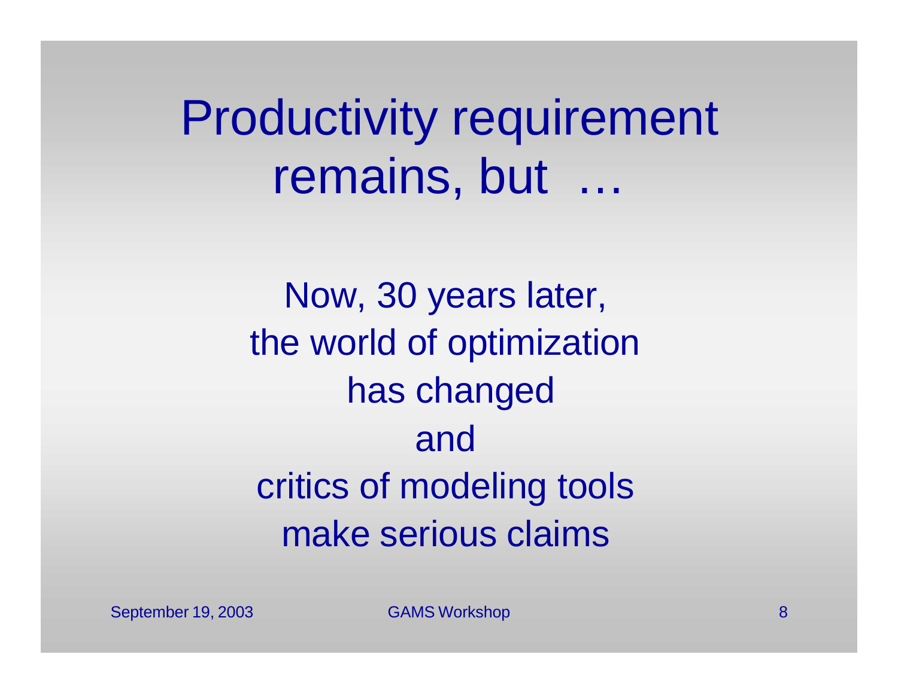# Productivity requirement remains, but …

Now, 30 years later,
the world of optimization
has changed
and
critics of modeling tools
make serious claims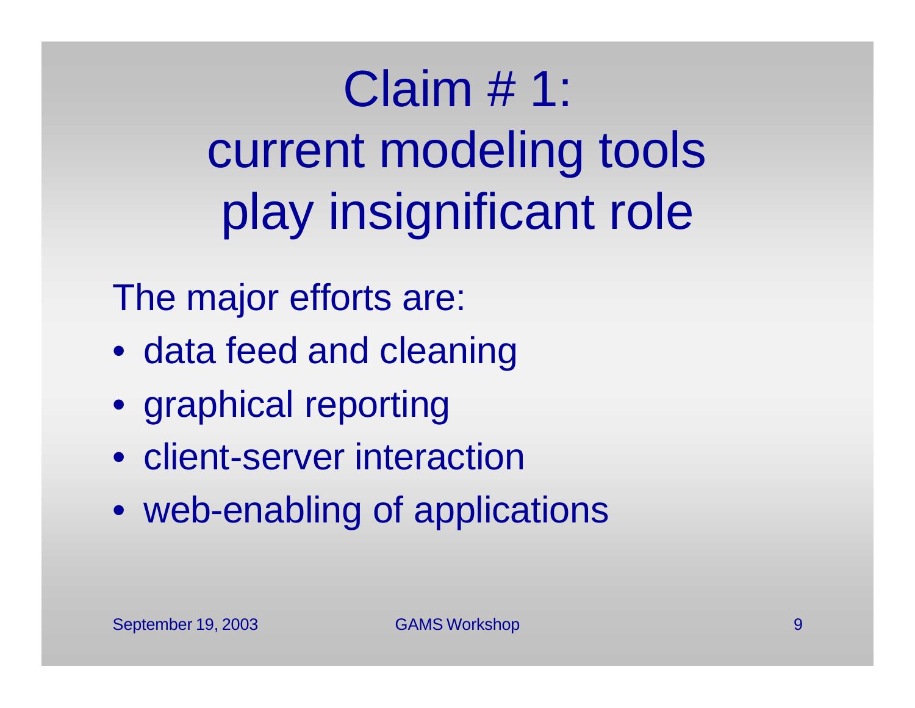# Claim # 1: current modeling tools play insignificant role

The major efforts are:

- data feed and cleaning
- graphical reporting
- client-server interaction
- web-enabling of applications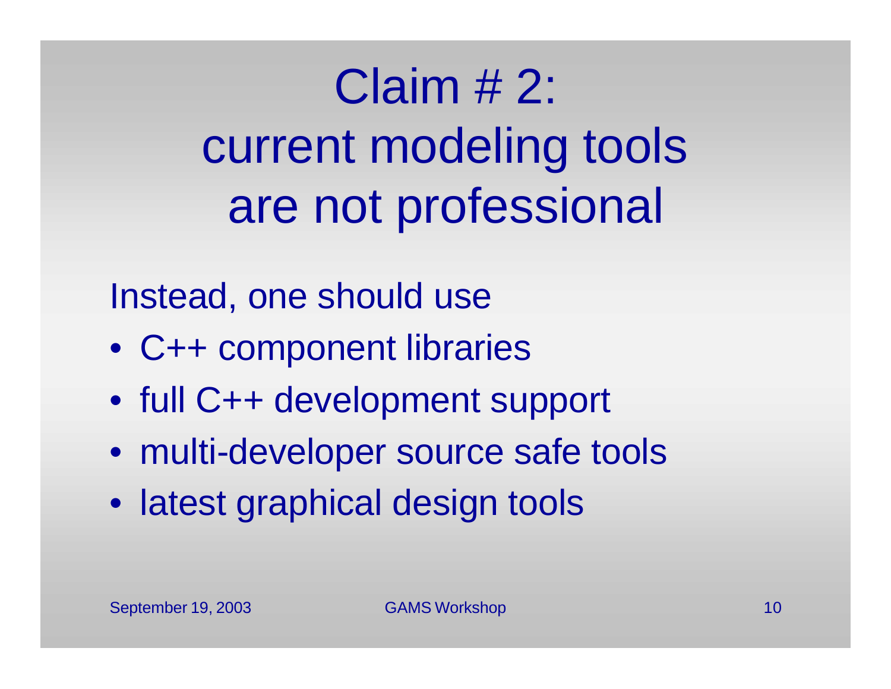# Claim # 2: current modeling tools are not professional

Instead, one should use

- C++ component libraries
- full C++ development support
- multi-developer source safe tools
- latest graphical design tools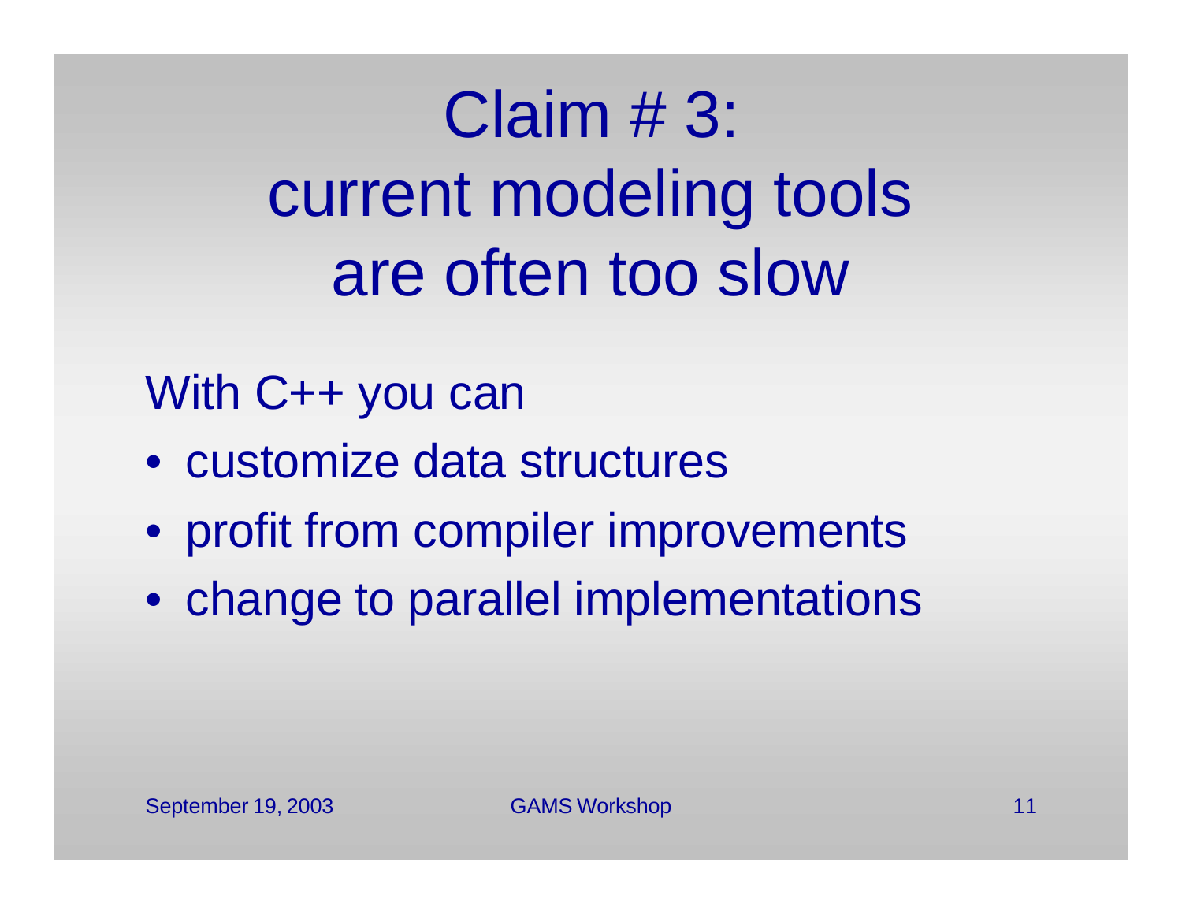# Claim # 3: current modeling tools are often too slow

With C++ you can

- customize data structures
- profit from compiler improvements
- change to parallel implementations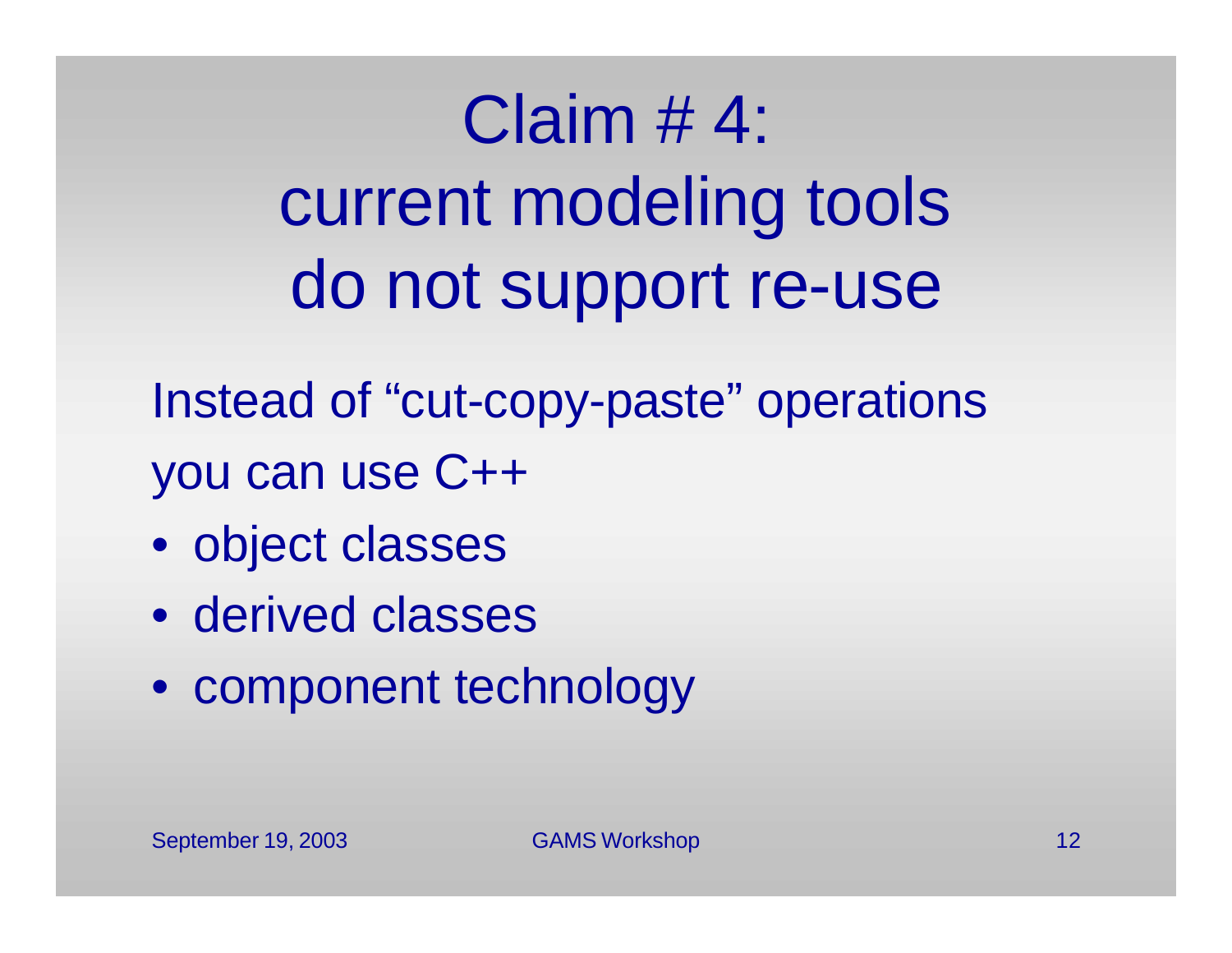# Claim # 4: current modeling tools do not support re-use

Instead of "cut-copy-paste" operations you can use C++

- object classes
- derived classes
- component technology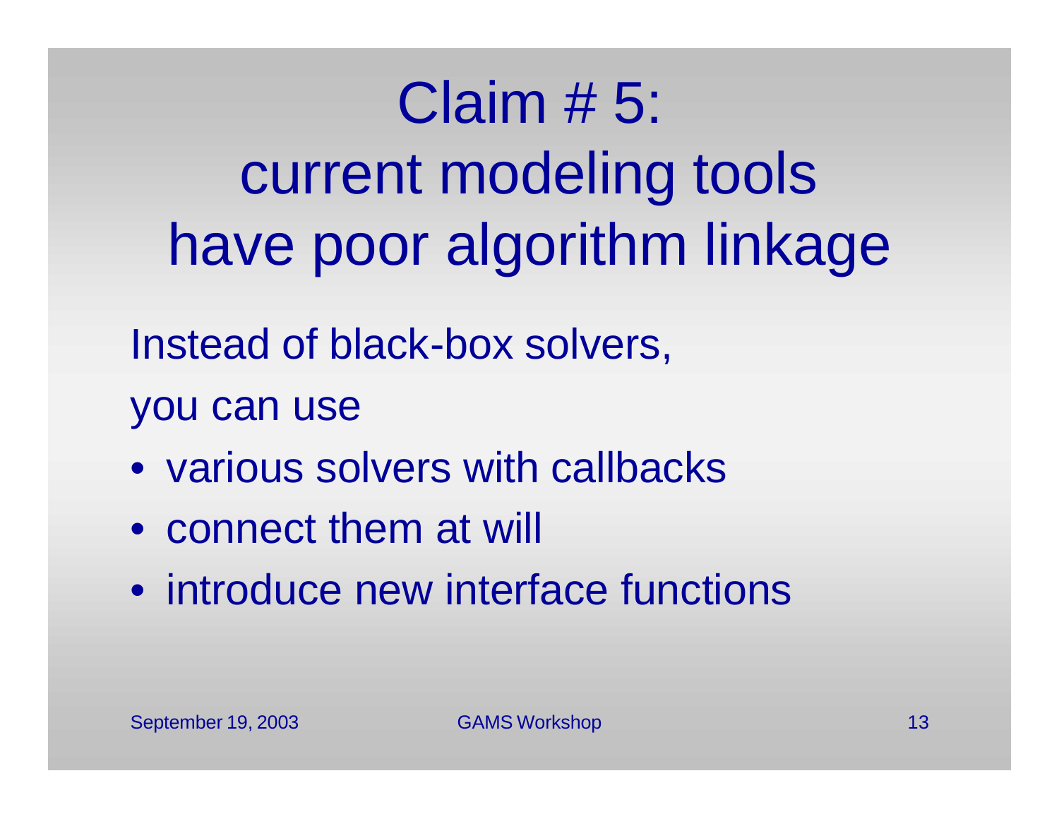# Claim # 5: current modeling tools have poor algorithm linkage

Instead of black-box solvers,

you can use

- various solvers with callbacks
- connect them at will
- introduce new interface functions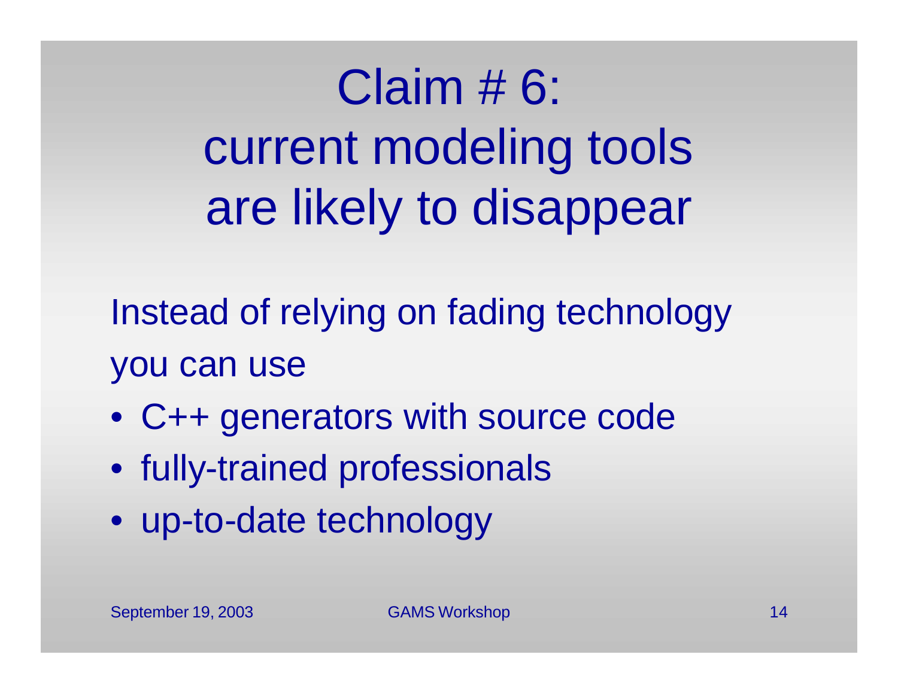# Claim # 6: current modeling tools are likely to disappear

Instead of relying on fading technology you can use

- C++ generators with source code
- fully-trained professionals
- up-to-date technology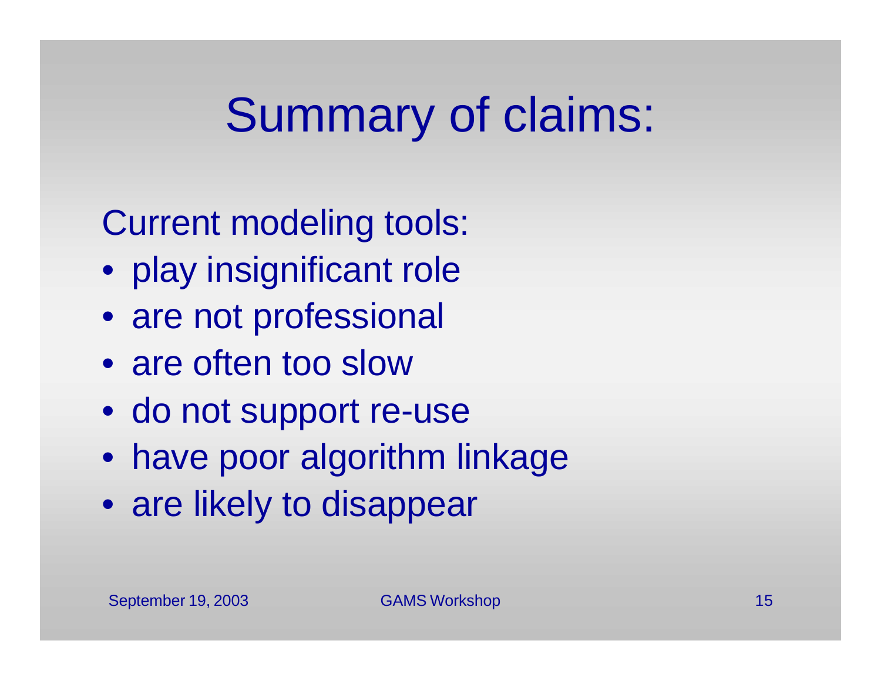# Summary of claims:

Current modeling tools:

- play insignificant role
- are not professional
- are often too slow
- do not support re-use
- have poor algorithm linkage
- are likely to disappear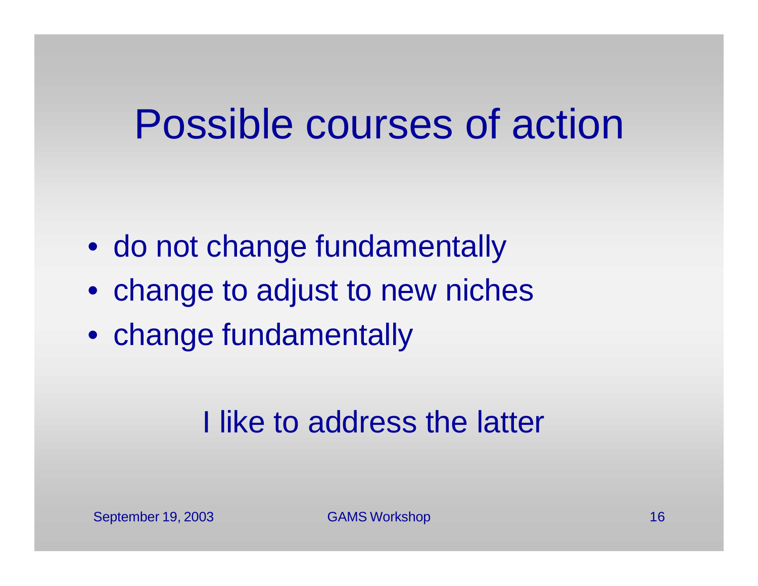# Possible courses of action

- do not change fundamentally
- change to adjust to new niches
- change fundamentally

I like to address the latter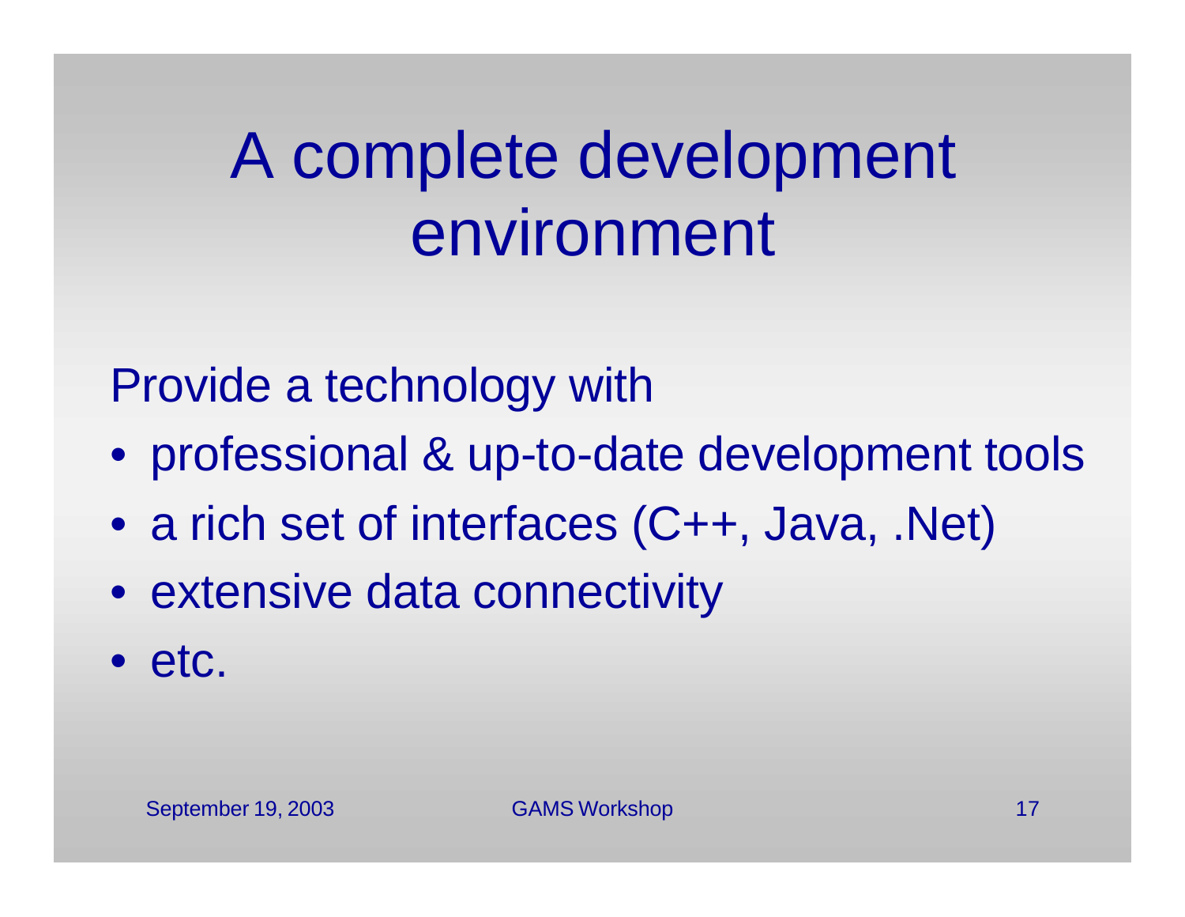# A complete development environment

Provide a technology with

- professional & up-to-date development tools
- a rich set of interfaces (C++, Java, .Net)
- extensive data connectivity
- etc.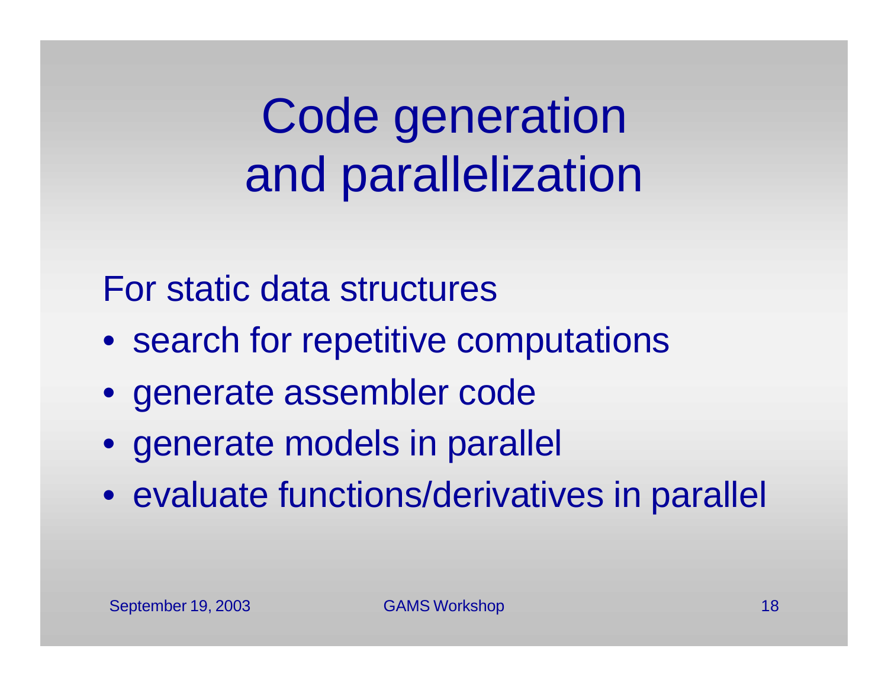# Code generation and parallelization

For static data structures

- search for repetitive computations
- generate assembler code
- generate models in parallel
- evaluate functions/derivatives in parallel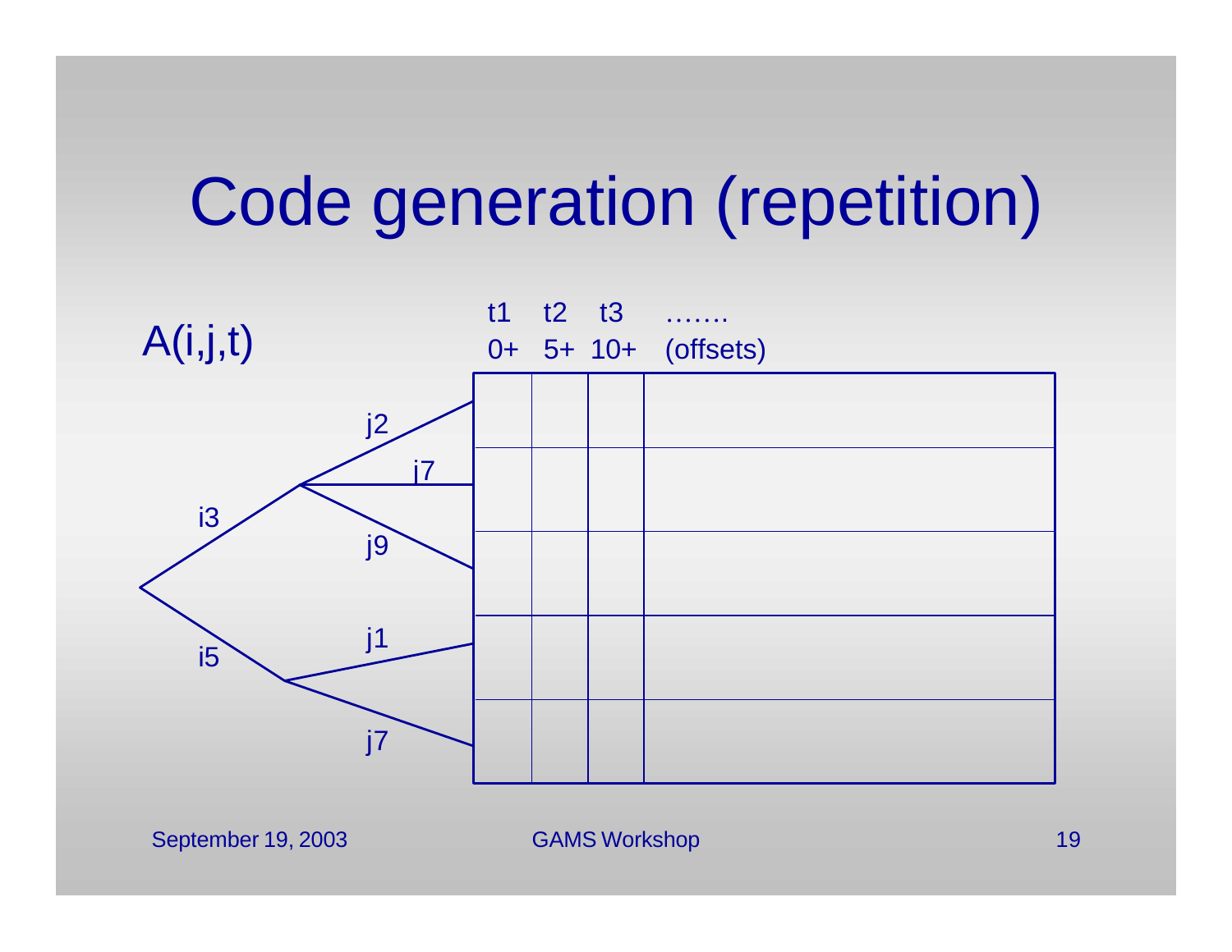# Code generation (repetition)

A(i,j,t)

| | | t1 0+ | t2 5+ | t3 10+ | ....... (offsets) |
|---|---|---|---|---|---|
| i3 | j2 | | | | |
| | j7 | | | | |
| | j9 | | | | |
| i5 | j1 | | | | |
| | j7 | | | | |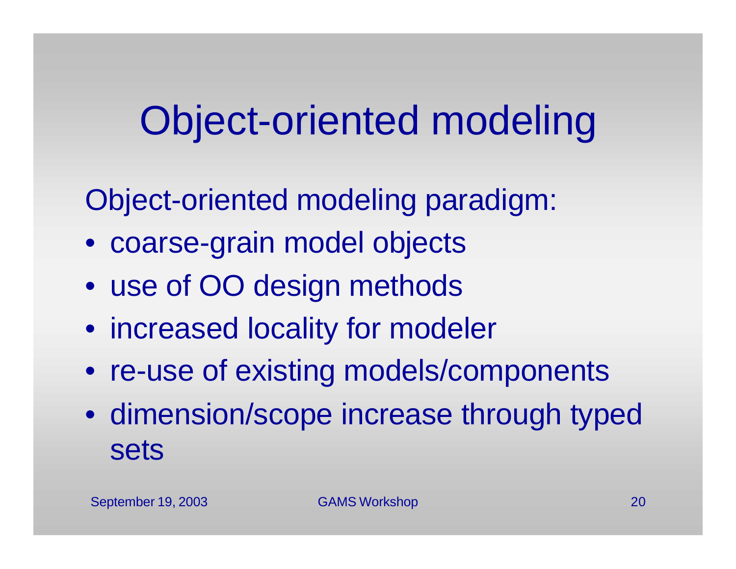# Object-oriented modeling

Object-oriented modeling paradigm:

- coarse-grain model objects
- use of OO design methods
- increased locality for modeler
- re-use of existing models/components
- dimension/scope increase through typed sets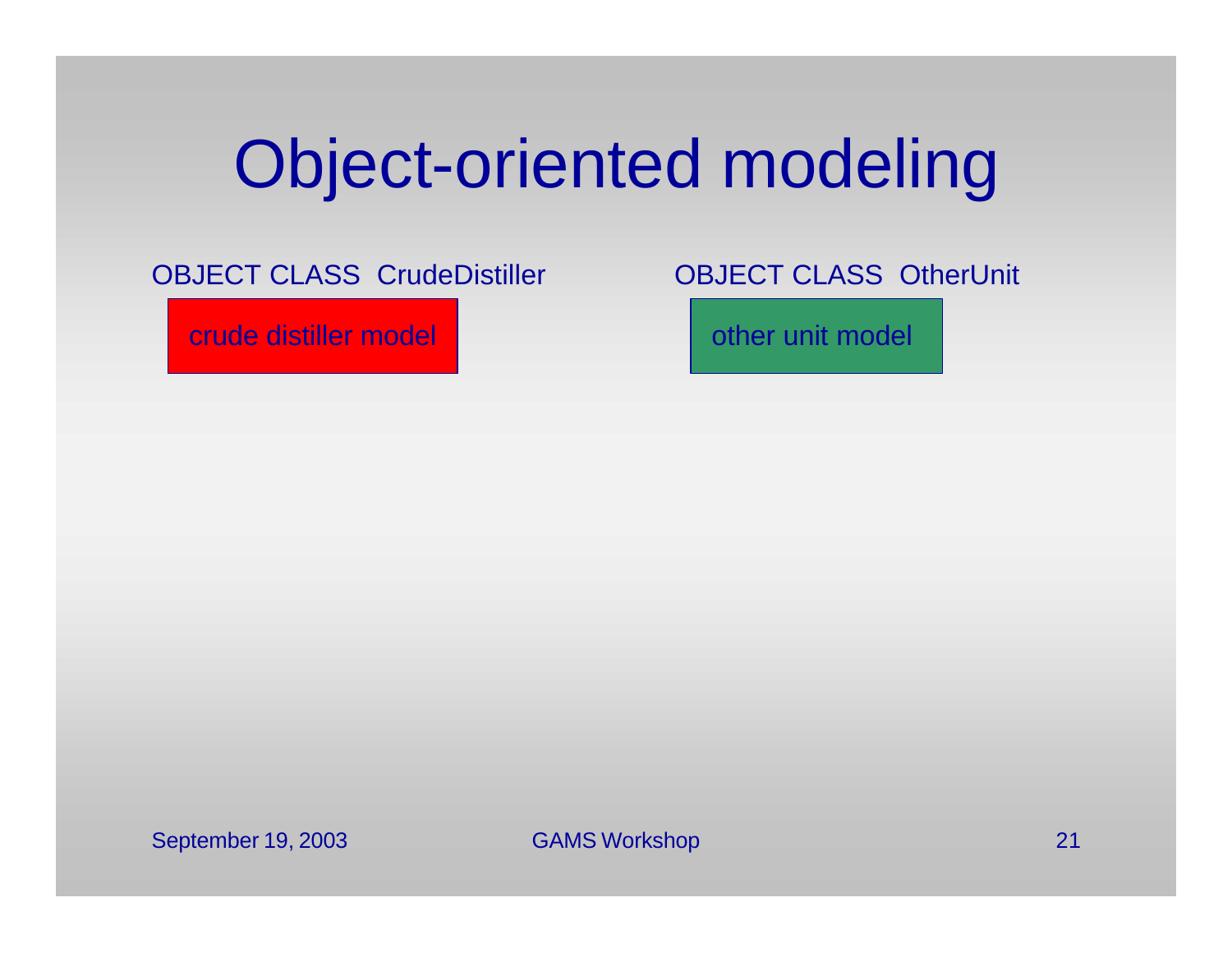# Object-oriented modeling

OBJECT CLASS CrudeDistiller

crude distiller model

OBJECT CLASS OtherUnit

other unit model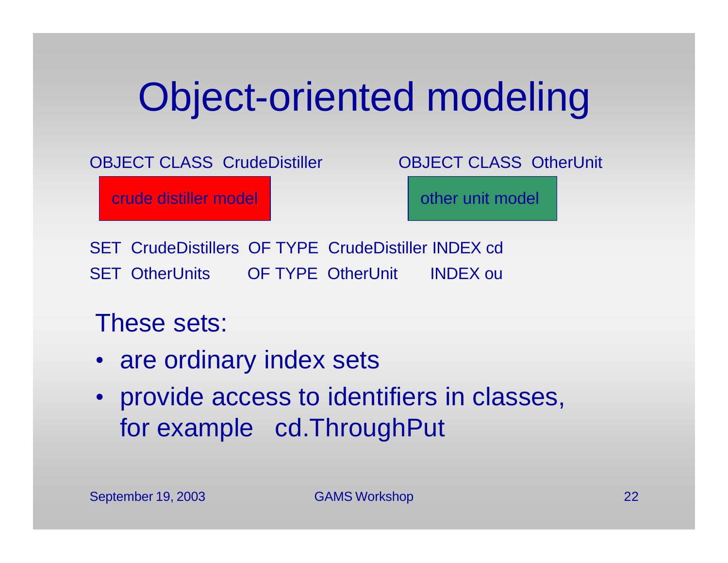# Object-oriented modeling

OBJECT CLASS CrudeDistiller

crude distiller model

OBJECT CLASS OtherUnit

other unit model

```
SET  CrudeDistillers  OF TYPE  CrudeDistiller  INDEX cd
SET  OtherUnits       OF TYPE  OtherUnit       INDEX ou
```

These sets:

- are ordinary index sets
- provide access to identifiers in classes, for example cd.ThroughPut

September 19, 2003 GAMS Workshop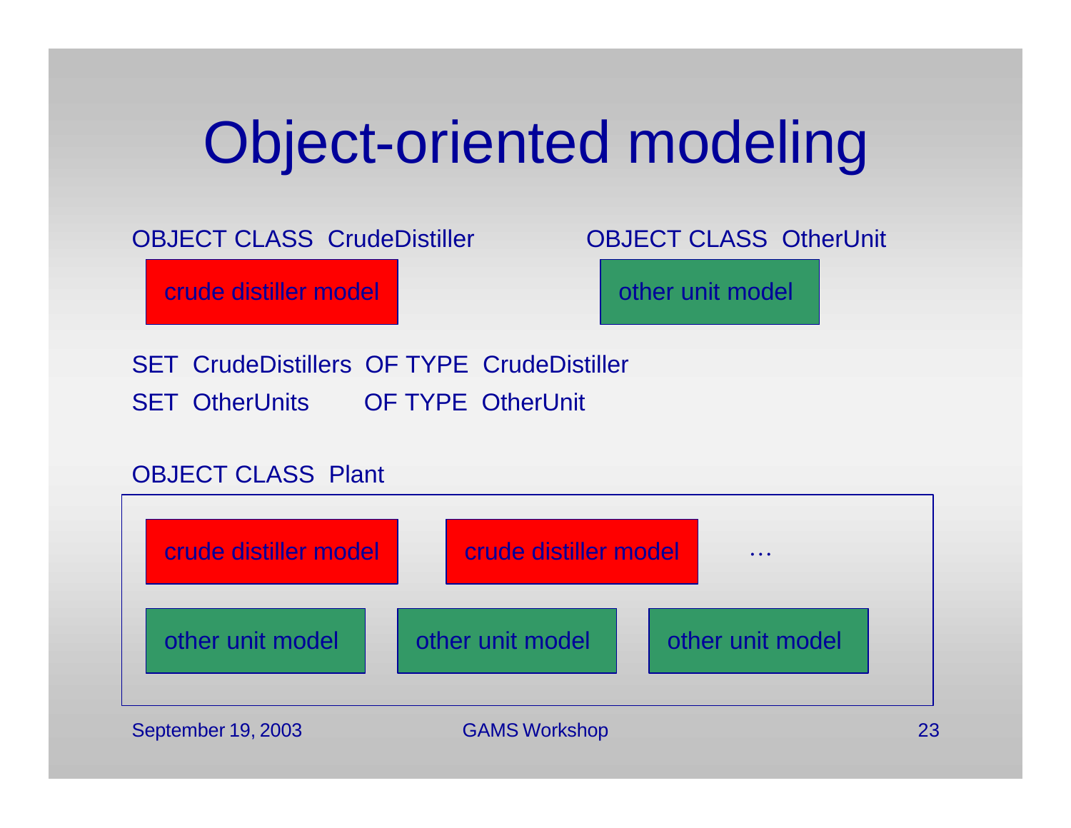# Object-oriented modeling

OBJECT CLASS CrudeDistiller

crude distiller model

OBJECT CLASS OtherUnit

other unit model

SET CrudeDistillers OF TYPE CrudeDistiller

SET OtherUnits OF TYPE OtherUnit

OBJECT CLASS Plant

crude distiller model

crude distiller model

…

other unit model

other unit model

other unit model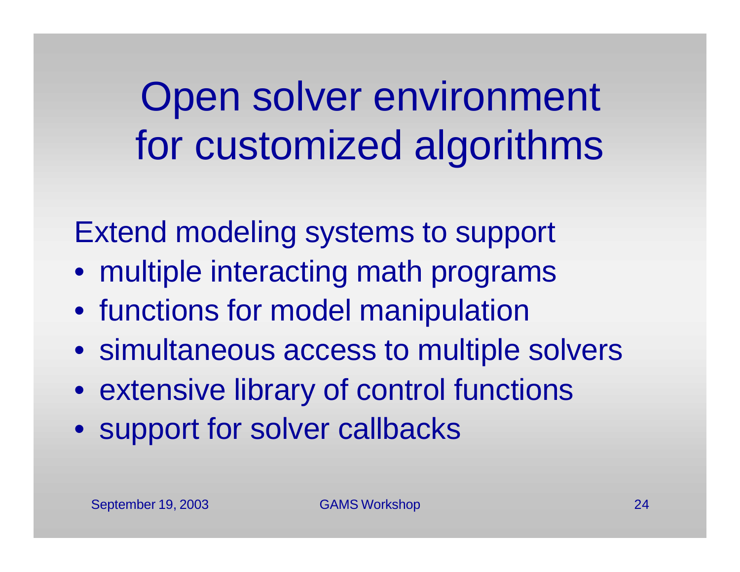# Open solver environment for customized algorithms

Extend modeling systems to support

- multiple interacting math programs
- functions for model manipulation
- simultaneous access to multiple solvers
- extensive library of control functions
- support for solver callbacks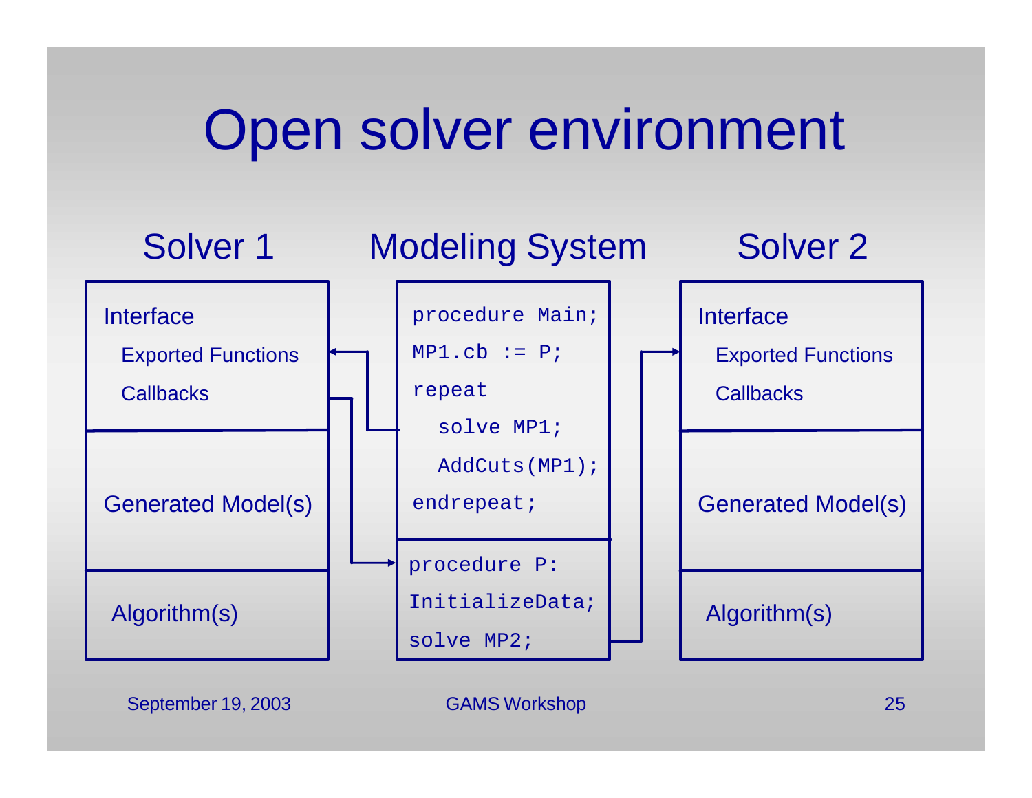# Open solver environment

## Solver 1

**Interface**

- Exported Functions
- Callbacks

**Generated Model(s)**

**Algorithm(s)**

## Modeling System

```
procedure Main;
MP1.cb := P;
repeat
  solve MP1;
  AddCuts(MP1);
endrepeat;
```

```
procedure P:
InitializeData;
solve MP2;
```

## Solver 2

**Interface**

- Exported Functions
- Callbacks

**Generated Model(s)**

**Algorithm(s)**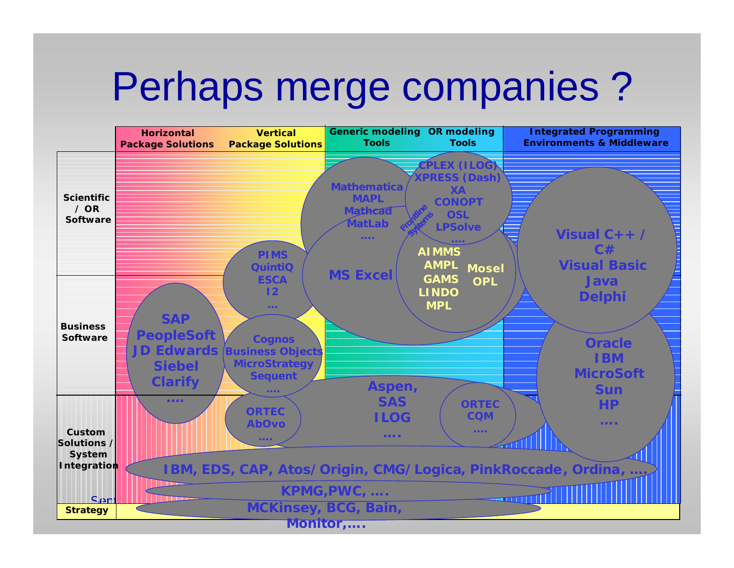# Perhaps merge companies ?

| | Horizontal Package Solutions | Vertical Package Solutions | Generic modeling Tools | OR modeling Tools | Integrated Programming Environments & Middleware |
|---|---|---|---|---|---|
| Scientific / OR Software | | | Mathematica, MAPL, Mathcad, MatLab, .... | CPLEX (ILOG), XPRESS (Dash), XA, CONOPT, OSL, LPSolve, .... | Visual C++ / C#, Visual Basic, Java, Delphi |
| | | PIMS, QuintiQ, ESCA, I2, ... | MS Excel | Frontline Systems; AIMMS, AMPL, GAMS, LINDO, MPL; Mosel, OPL | |
| Business Software | SAP, PeopleSoft, JD Edwards, Siebel, Clarify, .... | Cognos, Business Objects, MicroStrategy, Sequent, .... | | | Oracle, IBM, MicroSoft, Sun, HP, .... |
| Custom Solutions / System Integration | | ORTEC AbOvo .... | Aspen, SAS, ILOG, .... | ORTEC CQM .... | |
| | IBM, EDS, CAP, Atos/Origin, CMG/Logica, PinkRoccade, Ordina, .... | | | | |
| | KPMG,PWC, .... | | | | |
| Strategy | MCKinsey, BCG, Bain, Monitor,.... | | | | |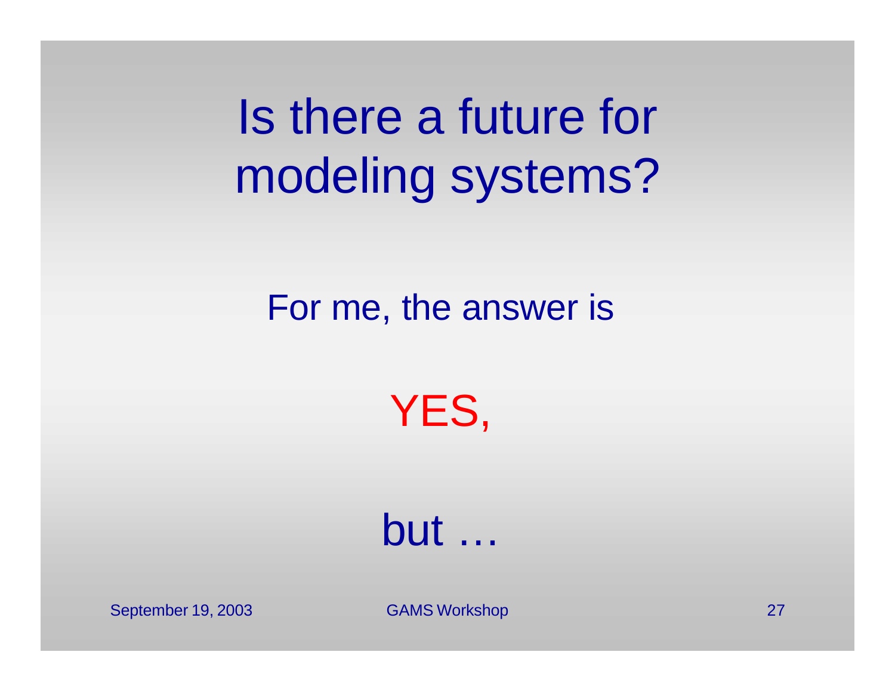# Is there a future for modeling systems?

For me, the answer is

YES,

but …